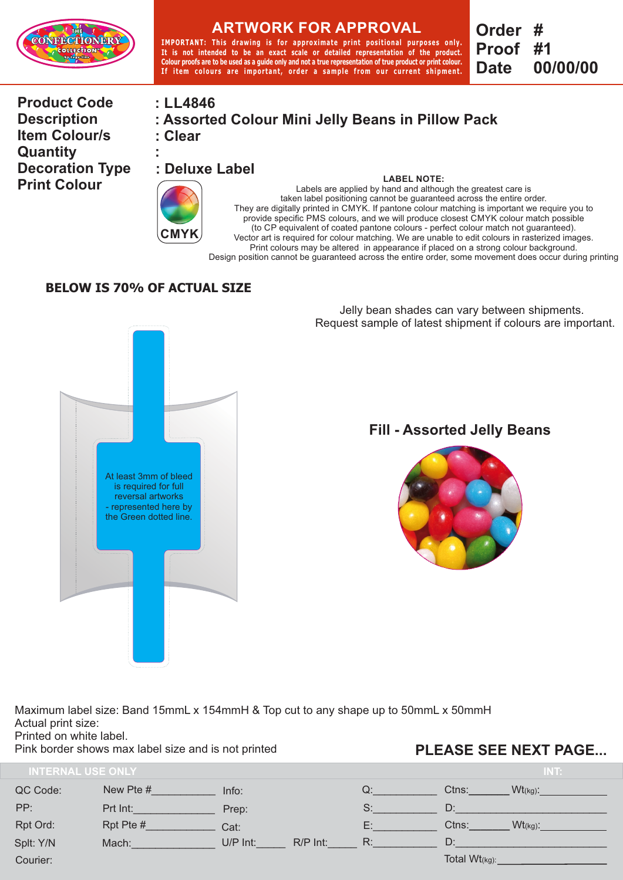# ARTWORK FOR APPROVAL

IMPORTANT: This drawing is for approximate print positional purposes only. It is not intended to be an exact scale or detailed representation of the product. Colour proofs are to be used as a guide only and not a true representation of true product or print colour. If item colours are important, order a sample from our current shipment.

**Order #**
**Proof #1**
**Date 00/00/00**

| | |
|---|---|
| **Product Code** | **: LL4846** |
| **Description** | **: Assorted Colour Mini Jelly Beans in Pillow Pack** |
| **Item Colour/s** | **: Clear** |
| **Quantity** | **:** |
| **Decoration Type** | **: Deluxe Label** |
| **Print Colour** | CMYK |

**LABEL NOTE:**
Labels are applied by hand and although the greatest care is taken label positioning cannot be guaranteed across the entire order.
They are digitally printed in CMYK. If pantone colour matching is important we require you to provide specific PMS colours, and we will produce closest CMYK colour match possible (to CP equivalent of coated pantone colours - perfect colour match not guaranteed).
Vector art is required for colour matching. We are unable to edit colours in rasterized images.
Print colours may be altered in appearance if placed on a strong colour background.
Design position cannot be guaranteed across the entire order, some movement does occur during printing

**BELOW IS 70% OF ACTUAL SIZE**

Jelly bean shades can vary between shipments.
Request sample of latest shipment if colours are important.

At least 3mm of bleed is required for full reversal artworks - represented here by the Green dotted line.

**Fill - Assorted Jelly Beans**

Maximum label size: Band 15mmL x 154mmH & Top cut to any shape up to 50mmL x 50mmH
Actual print size:
Printed on white label.
Pink border shows max label size and is not printed

**PLEASE SEE NEXT PAGE...**

| INTERNAL USE ONLY | | | | | INT: |
|---|---|---|---|---|---|
| QC Code: | New Pte #__________ | Info: | Q:__________ | Ctns:______ | Wt(kg):__________ |
| PP: | Prt Int:__________ | Prep: | S:__________ | D:__________ | |
| Rpt Ord: | Rpt Pte #__________ | Cat: | E:__________ | Ctns:______ | Wt(kg):__________ |
| Splt: Y/N | Mach:__________ | U/P Int:_____ R/P Int:_____ | R:__________ | D:__________ | |
| Courier: | | | | Total Wt(kg):__________ | |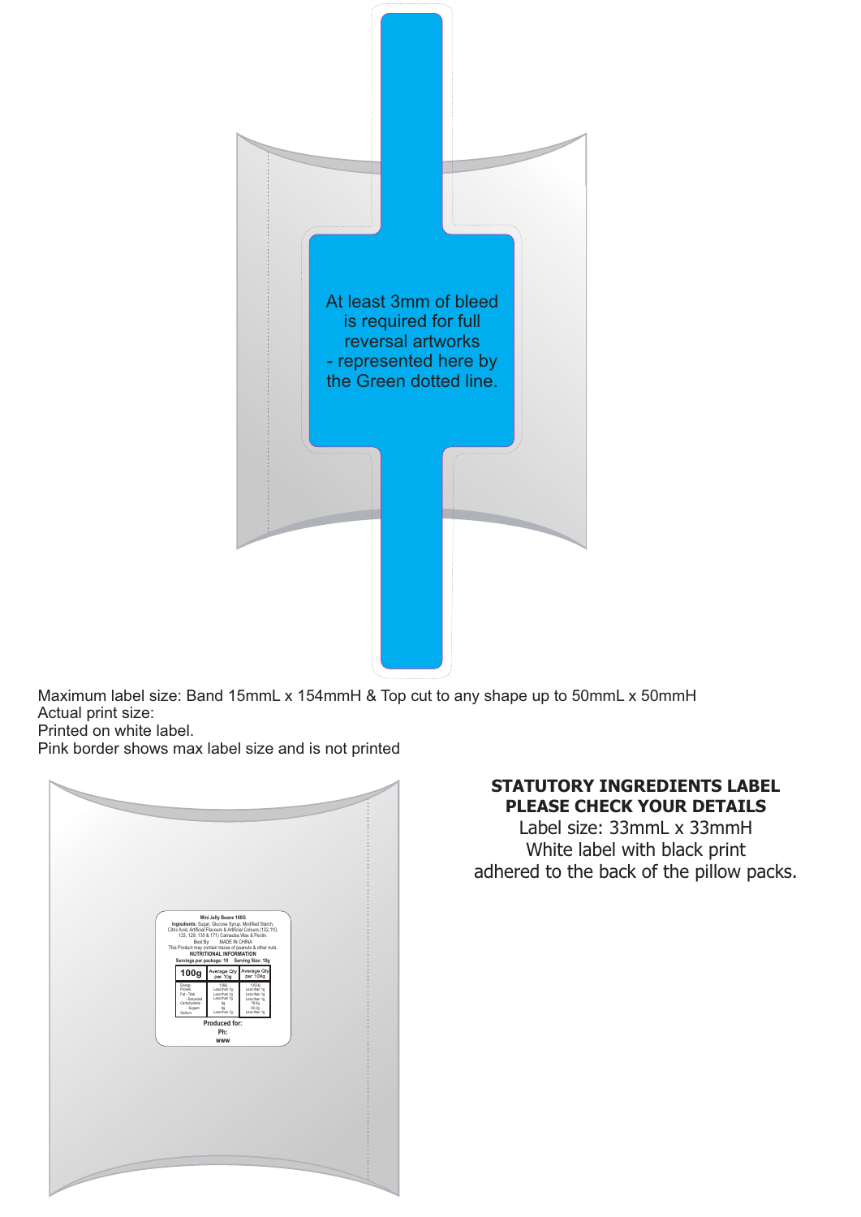At least 3mm of bleed is required for full reversal artworks - represented here by the Green dotted line.

Maximum label size: Band 15mmL x 154mmH & Top cut to any shape up to 50mmL x 50mmH
Actual print size:
Printed on white label.
Pink border shows max label size and is not printed

Mini Jelly Beans 100G
**Ingredients:** Sugar, Glucose Syrup, Modified Starch, Citric Acid, Artificial Flavours & Artificial Colours (102,110, 123, 129, 133 & 171) Carnauba Wax & Pectin.
Best By: MADE IN CHINA
This Product may contain traces of peanuts & other nuts.
**NUTRITIONAL INFORMATION**
**Servings per package: 10 Serving Size: 10g**

| 100g | Average Qty per 10g | Average Qty per 100g |
|---|---|---|
| Energy | 136kj | 1352kj |
| Protein | Less than 1g | Less than 1g |
| Fat - Total | Less than 1g | Less than 1g |
| - Saturated | Less than 1g | Less than 1g |
| Carbohydrate | 8g | 79.6g |
| - Sugars | 6g | 60.0g |
| Sodium | Less than 1g | Less than 1g |

**Produced for:**
**Ph:**
**www**

**STATUTORY INGREDIENTS LABEL**
**PLEASE CHECK YOUR DETAILS**
Label size: 33mmL x 33mmH
White label with black print
adhered to the back of the pillow packs.